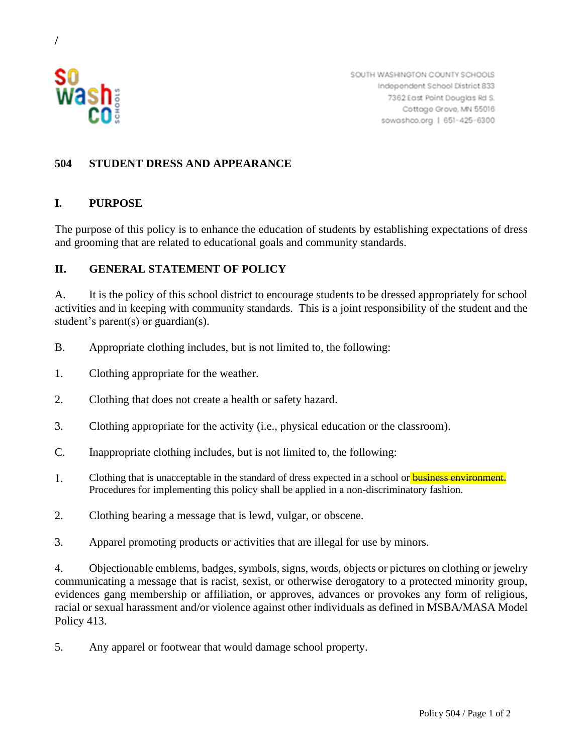/

SOUTH WASHINGTON COUNTY SCHOOLS
Independent School District 833
7362 East Point Douglas Rd S.
Cottage Grove, MN 55016
sowashco.org | 651-425-6300

# 504 STUDENT DRESS AND APPEARANCE

## I. PURPOSE

The purpose of this policy is to enhance the education of students by establishing expectations of dress and grooming that are related to educational goals and community standards.

## II. GENERAL STATEMENT OF POLICY

A. It is the policy of this school district to encourage students to be dressed appropriately for school activities and in keeping with community standards. This is a joint responsibility of the student and the student's parent(s) or guardian(s).

B. Appropriate clothing includes, but is not limited to, the following:

1. Clothing appropriate for the weather.

2. Clothing that does not create a health or safety hazard.

3. Clothing appropriate for the activity (i.e., physical education or the classroom).

C. Inappropriate clothing includes, but is not limited to, the following:

1. Clothing that is unacceptable in the standard of dress expected in a school or ~~business environment.~~ Procedures for implementing this policy shall be applied in a non-discriminatory fashion.

2. Clothing bearing a message that is lewd, vulgar, or obscene.

3. Apparel promoting products or activities that are illegal for use by minors.

4. Objectionable emblems, badges, symbols, signs, words, objects or pictures on clothing or jewelry communicating a message that is racist, sexist, or otherwise derogatory to a protected minority group, evidences gang membership or affiliation, or approves, advances or provokes any form of religious, racial or sexual harassment and/or violence against other individuals as defined in MSBA/MASA Model Policy 413.

5. Any apparel or footwear that would damage school property.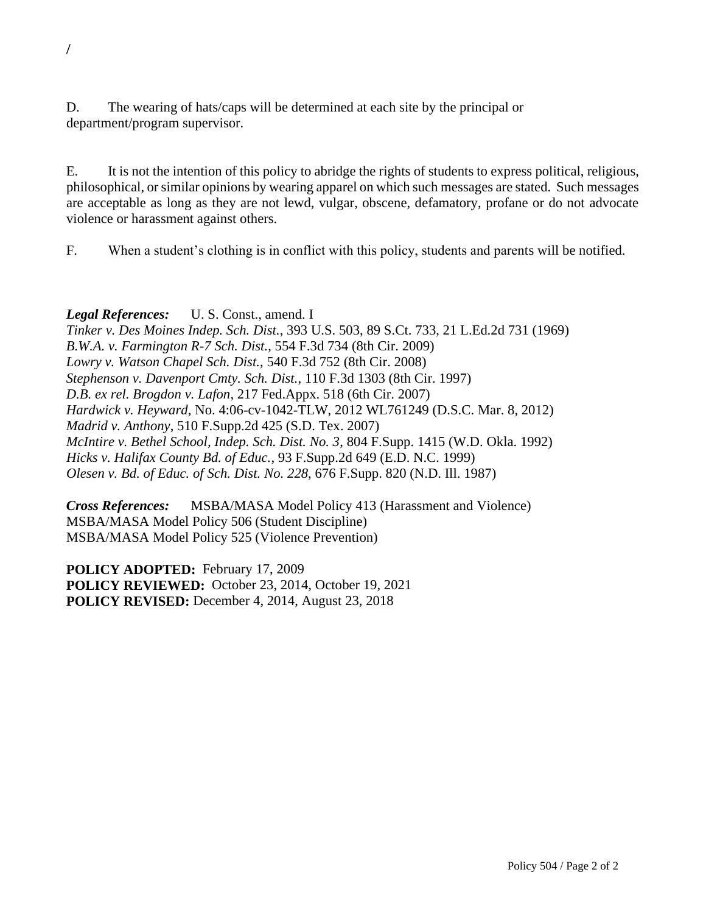/

D. The wearing of hats/caps will be determined at each site by the principal or department/program supervisor.

E. It is not the intention of this policy to abridge the rights of students to express political, religious, philosophical, or similar opinions by wearing apparel on which such messages are stated. Such messages are acceptable as long as they are not lewd, vulgar, obscene, defamatory, profane or do not advocate violence or harassment against others.

F. When a student's clothing is in conflict with this policy, students and parents will be notified.

***Legal References:*** U. S. Const., amend. I
*Tinker v. Des Moines Indep. Sch. Dist.*, 393 U.S. 503, 89 S.Ct. 733, 21 L.Ed.2d 731 (1969)
*B.W.A. v. Farmington R-7 Sch. Dist.*, 554 F.3d 734 (8th Cir. 2009)
*Lowry v. Watson Chapel Sch. Dist.*, 540 F.3d 752 (8th Cir. 2008)
*Stephenson v. Davenport Cmty. Sch. Dist.*, 110 F.3d 1303 (8th Cir. 1997)
*D.B. ex rel. Brogdon v. Lafon*, 217 Fed.Appx. 518 (6th Cir. 2007)
*Hardwick v. Heyward*, No. 4:06-cv-1042-TLW, 2012 WL761249 (D.S.C. Mar. 8, 2012)
*Madrid v. Anthony*, 510 F.Supp.2d 425 (S.D. Tex. 2007)
*McIntire v. Bethel School, Indep. Sch. Dist. No. 3*, 804 F.Supp. 1415 (W.D. Okla. 1992)
*Hicks v. Halifax County Bd. of Educ.*, 93 F.Supp.2d 649 (E.D. N.C. 1999)
*Olesen v. Bd. of Educ. of Sch. Dist. No. 228*, 676 F.Supp. 820 (N.D. Ill. 1987)

***Cross References:*** MSBA/MASA Model Policy 413 (Harassment and Violence)
MSBA/MASA Model Policy 506 (Student Discipline)
MSBA/MASA Model Policy 525 (Violence Prevention)

**POLICY ADOPTED:** February 17, 2009
**POLICY REVIEWED:** October 23, 2014, October 19, 2021
**POLICY REVISED:** December 4, 2014, August 23, 2018